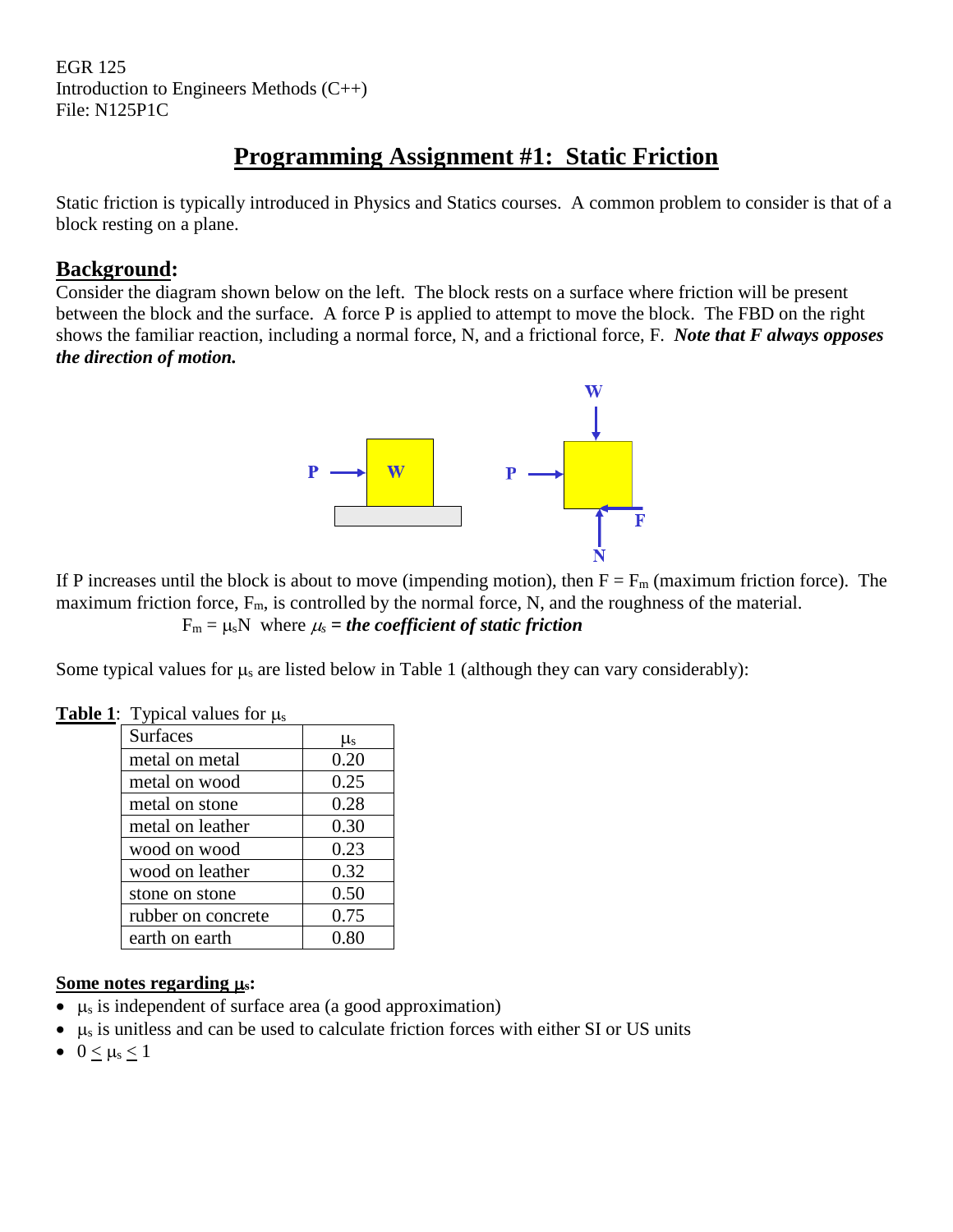EGR 125
Introduction to Engineers Methods (C++)
File: N125P1C

# Programming Assignment #1: Static Friction

Static friction is typically introduced in Physics and Statics courses. A common problem to consider is that of a block resting on a plane.

## Background:

Consider the diagram shown below on the left. The block rests on a surface where friction will be present between the block and the surface. A force P is applied to attempt to move the block. The FBD on the right shows the familiar reaction, including a normal force, N, and a frictional force, F. ***Note that F always opposes the direction of motion.***

P W P W F N

If P increases until the block is about to move (impending motion), then $F = F_m$ (maximum friction force). The maximum friction force, $F_m$, is controlled by the normal force, N, and the roughness of the material.

$F_m = \mu_s N$ where $\mu_s$ = ***the coefficient of static friction***

Some typical values for $\mu_s$ are listed below in Table 1 (although they can vary considerably):

**Table 1**: Typical values for $\mu_s$

| Surfaces | $\mu_s$ |
|---|---|
| metal on metal | 0.20 |
| metal on wood | 0.25 |
| metal on stone | 0.28 |
| metal on leather | 0.30 |
| wood on wood | 0.23 |
| wood on leather | 0.32 |
| stone on stone | 0.50 |
| rubber on concrete | 0.75 |
| earth on earth | 0.80 |

**Some notes regarding $\mu_s$:**

- $\mu_s$ is independent of surface area (a good approximation)
- $\mu_s$ is unitless and can be used to calculate friction forces with either SI or US units
- $0 \le \mu_s \le 1$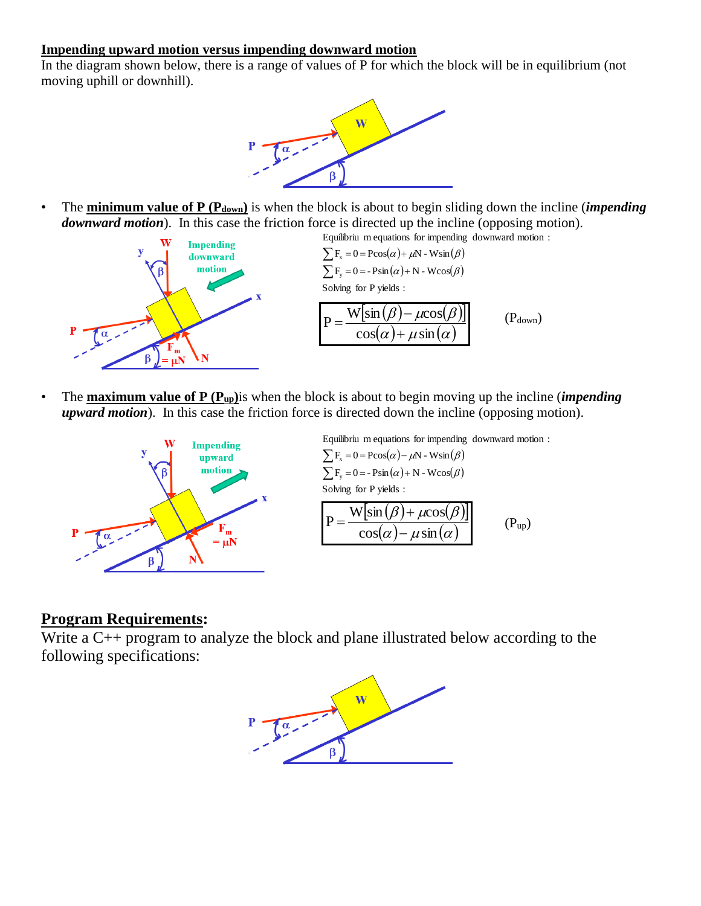**Impending upward motion versus impending downward motion**

In the diagram shown below, there is a range of values of P for which the block will be in equilibrium (not moving uphill or downhill).

W

P α

β

- The **minimum value of P ($P_{down}$)** is when the block is about to begin sliding down the incline (***impending downward motion***). In this case the friction force is directed up the incline (opposing motion).

W

y

β

Impending downward motion

x

P α

β

$F_m$ $= \mu N$

N

Equilibrium equations for impending downward motion :

$$\sum F_x = 0 = P\cos(\alpha) + \mu N - W\sin(\beta)$$

$$\sum F_y = 0 = -P\sin(\alpha) + N - W\cos(\beta)$$

Solving for P yields :

$$P = \frac{W[\sin(\beta) - \mu\cos(\beta)]}{\cos(\alpha) + \mu\sin(\alpha)} \qquad (P_{down})$$

- The **maximum value of P ($P_{up}$)** is when the block is about to begin moving up the incline (***impending upward motion***). In this case the friction force is directed down the incline (opposing motion).

W

y

β

Impending upward motion

x

P α

$F_m$ $= \mu N$

β

N

Equilibrium equations for impending downward motion :

$$\sum F_x = 0 = P\cos(\alpha) - \mu N - W\sin(\beta)$$

$$\sum F_y = 0 = -P\sin(\alpha) + N - W\cos(\beta)$$

Solving for P yields :

$$P = \frac{W[\sin(\beta) + \mu\cos(\beta)]}{\cos(\alpha) - \mu\sin(\alpha)} \qquad (P_{up})$$

## Program Requirements:

Write a C++ program to analyze the block and plane illustrated below according to the following specifications:

W

P α

β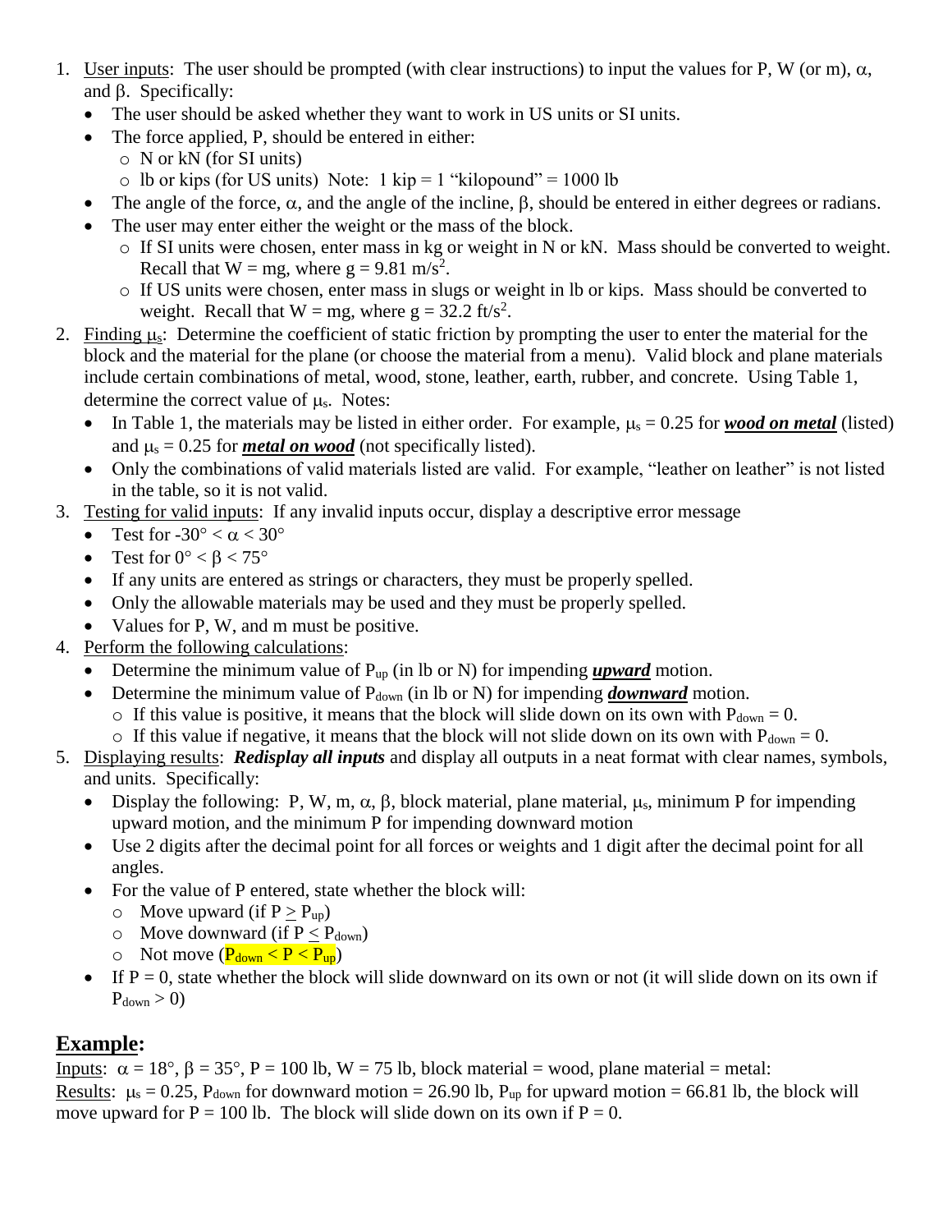1. User inputs: The user should be prompted (with clear instructions) to input the values for P, W (or m), $\alpha$, and $\beta$. Specifically:
   - The user should be asked whether they want to work in US units or SI units.
   - The force applied, P, should be entered in either:
     - N or kN (for SI units)
     - lb or kips (for US units) Note: 1 kip = 1 "kilopound" = 1000 lb
   - The angle of the force, $\alpha$, and the angle of the incline, $\beta$, should be entered in either degrees or radians.
   - The user may enter either the weight or the mass of the block.
     - If SI units were chosen, enter mass in kg or weight in N or kN. Mass should be converted to weight. Recall that W = mg, where g = 9.81 m/s$^2$.
     - If US units were chosen, enter mass in slugs or weight in lb or kips. Mass should be converted to weight. Recall that W = mg, where g = 32.2 ft/s$^2$.
2. Finding $\mu_s$: Determine the coefficient of static friction by prompting the user to enter the material for the block and the material for the plane (or choose the material from a menu). Valid block and plane materials include certain combinations of metal, wood, stone, leather, earth, rubber, and concrete. Using Table 1, determine the correct value of $\mu_s$. Notes:
   - In Table 1, the materials may be listed in either order. For example, $\mu_s = 0.25$ for ***wood on metal*** (listed) and $\mu_s = 0.25$ for ***metal on wood*** (not specifically listed).
   - Only the combinations of valid materials listed are valid. For example, "leather on leather" is not listed in the table, so it is not valid.
3. Testing for valid inputs: If any invalid inputs occur, display a descriptive error message
   - Test for $-30° < \alpha < 30°$
   - Test for $0° < \beta < 75°$
   - If any units are entered as strings or characters, they must be properly spelled.
   - Only the allowable materials may be used and they must be properly spelled.
   - Values for P, W, and m must be positive.
4. Perform the following calculations:
   - Determine the minimum value of $P_{up}$ (in lb or N) for impending ***upward*** motion.
   - Determine the minimum value of $P_{down}$ (in lb or N) for impending ***downward*** motion.
     - If this value is positive, it means that the block will slide down on its own with $P_{down} = 0$.
     - If this value if negative, it means that the block will not slide down on its own with $P_{down} = 0$.
5. Displaying results: ***Redisplay all inputs*** and display all outputs in a neat format with clear names, symbols, and units. Specifically:
   - Display the following: P, W, m, $\alpha$, $\beta$, block material, plane material, $\mu_s$, minimum P for impending upward motion, and the minimum P for impending downward motion
   - Use 2 digits after the decimal point for all forces or weights and 1 digit after the decimal point for all angles.
   - For the value of P entered, state whether the block will:
     - Move upward (if $P \geq P_{up}$)
     - Move downward (if $P \leq P_{down}$)
     - Not move ($P_{down} < P < P_{up}$)
   - If P = 0, state whether the block will slide downward on its own or not (it will slide down on its own if $P_{down} > 0$)

## Example:

Inputs: $\alpha = 18°$, $\beta = 35°$, P = 100 lb, W = 75 lb, block material = wood, plane material = metal:
Results: $\mu_s = 0.25$, $P_{down}$ for downward motion = 26.90 lb, $P_{up}$ for upward motion = 66.81 lb, the block will move upward for P = 100 lb. The block will slide down on its own if P = 0.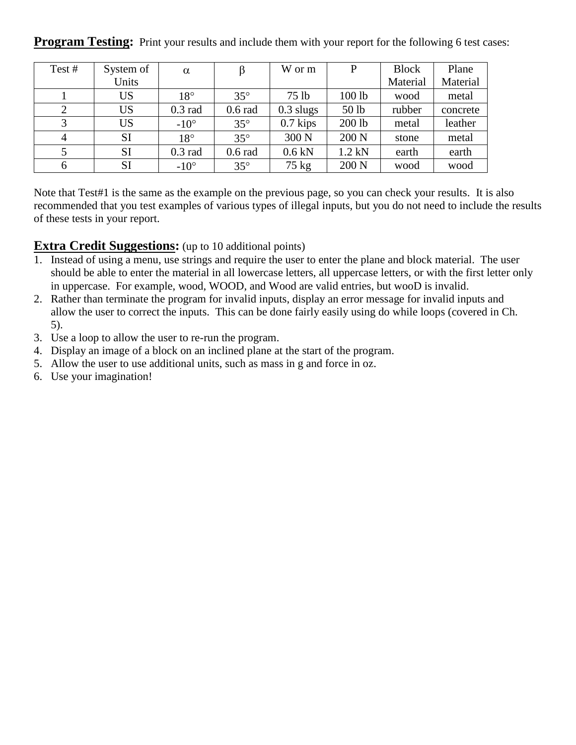**Program Testing:** Print your results and include them with your report for the following 6 test cases:

| Test # | System of Units | $\alpha$ | $\beta$ | W or m | P | Block Material | Plane Material |
|---|---|---|---|---|---|---|---|
| 1 | US | 18° | 35° | 75 lb | 100 lb | wood | metal |
| 2 | US | 0.3 rad | 0.6 rad | 0.3 slugs | 50 lb | rubber | concrete |
| 3 | US | -10° | 35° | 0.7 kips | 200 lb | metal | leather |
| 4 | SI | 18° | 35° | 300 N | 200 N | stone | metal |
| 5 | SI | 0.3 rad | 0.6 rad | 0.6 kN | 1.2 kN | earth | earth |
| 6 | SI | -10° | 35° | 75 kg | 200 N | wood | wood |

Note that Test#1 is the same as the example on the previous page, so you can check your results. It is also recommended that you test examples of various types of illegal inputs, but you do not need to include the results of these tests in your report.

**Extra Credit Suggestions:** (up to 10 additional points)

1. Instead of using a menu, use strings and require the user to enter the plane and block material. The user should be able to enter the material in all lowercase letters, all uppercase letters, or with the first letter only in uppercase. For example, wood, WOOD, and Wood are valid entries, but wooD is invalid.
2. Rather than terminate the program for invalid inputs, display an error message for invalid inputs and allow the user to correct the inputs. This can be done fairly easily using do while loops (covered in Ch. 5).
3. Use a loop to allow the user to re-run the program.
4. Display an image of a block on an inclined plane at the start of the program.
5. Allow the user to use additional units, such as mass in g and force in oz.
6. Use your imagination!